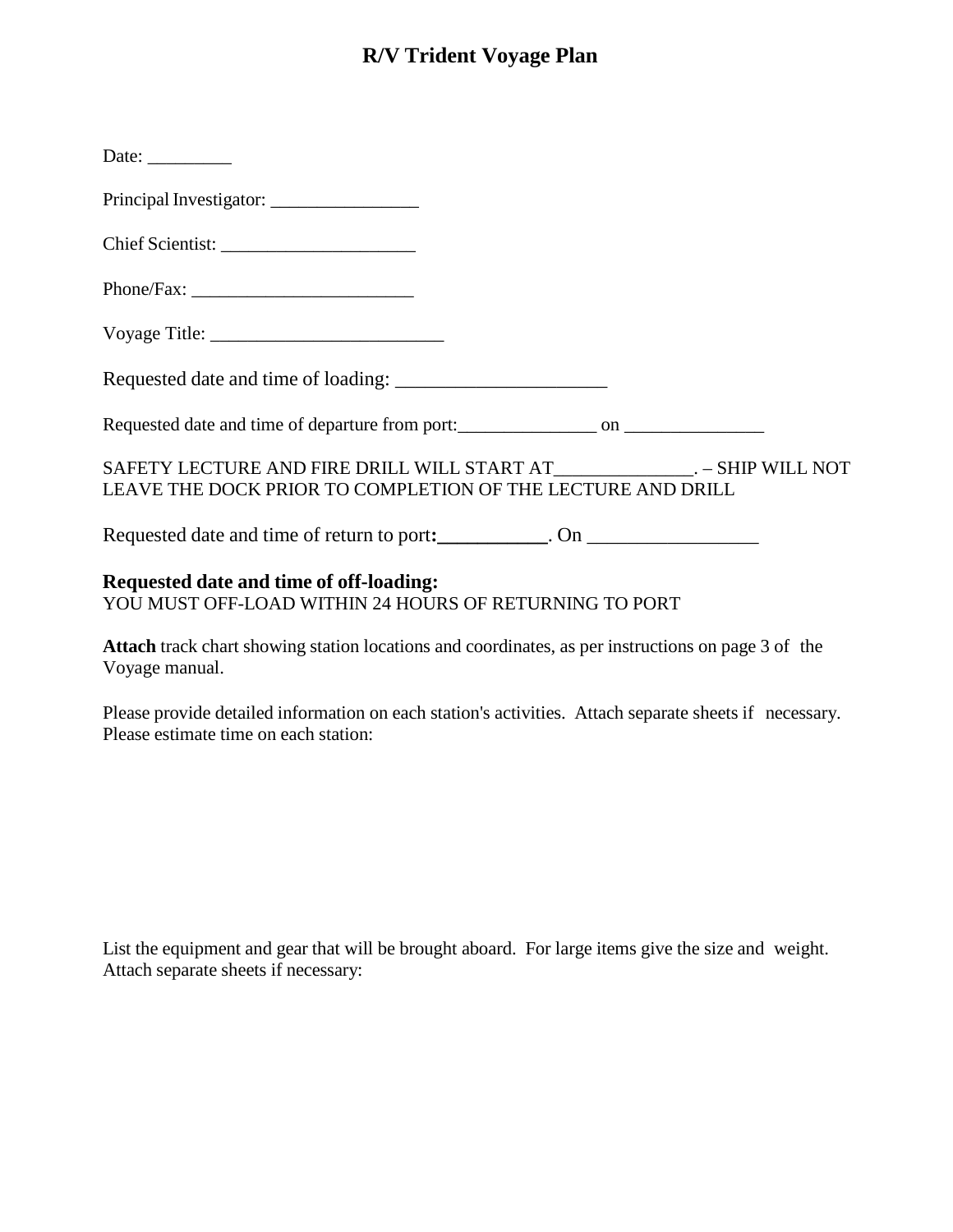# R/V Trident Voyage Plan

Date: _________

Principal Investigator: ________________

Chief Scientist: _____________________

Phone/Fax: ________________________

Voyage Title: _________________________

Requested date and time of loading: _____________________

Requested date and time of departure from port:_______________ on _______________

SAFETY LECTURE AND FIRE DRILL WILL START AT______________. – SHIP WILL NOT LEAVE THE DOCK PRIOR TO COMPLETION OF THE LECTURE AND DRILL

Requested date and time of return to port**:___________**. On _________________

**Requested date and time of off-loading:**
YOU MUST OFF-LOAD WITHIN 24 HOURS OF RETURNING TO PORT

**Attach** track chart showing station locations and coordinates, as per instructions on page 3 of the Voyage manual.

Please provide detailed information on each station's activities. Attach separate sheets if necessary. Please estimate time on each station:

List the equipment and gear that will be brought aboard. For large items give the size and weight. Attach separate sheets if necessary: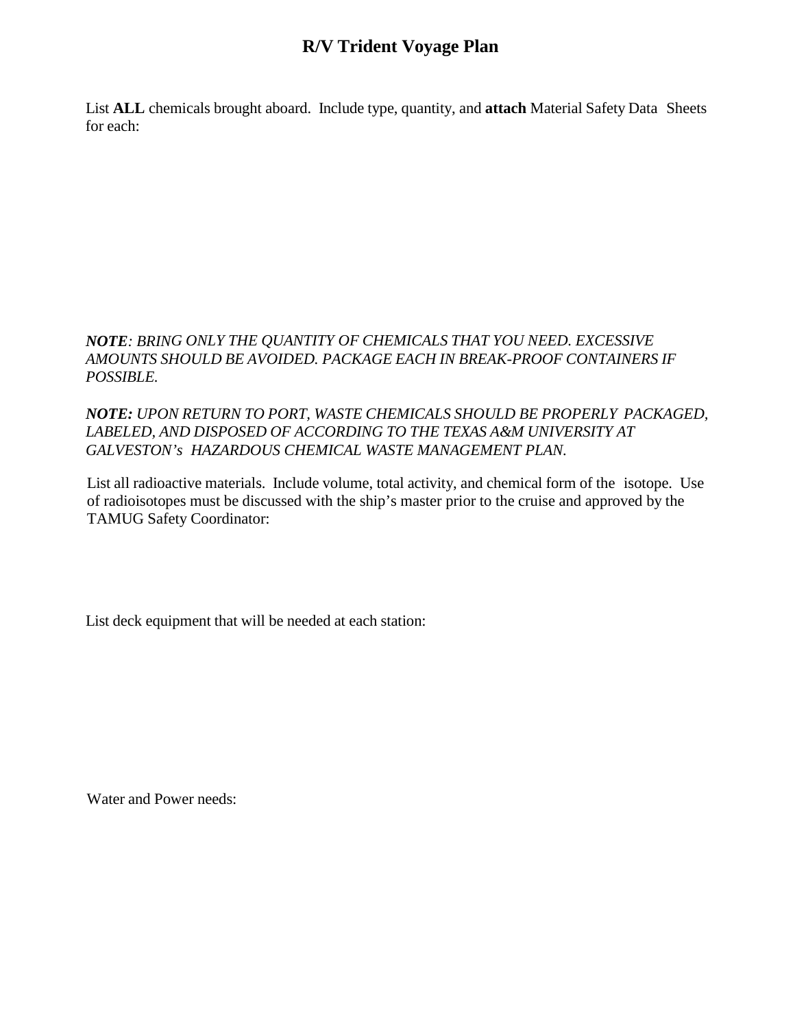# R/V Trident Voyage Plan

List **ALL** chemicals brought aboard. Include type, quantity, and **attach** Material Safety Data Sheets for each:

***NOTE****: BRING ONLY THE QUANTITY OF CHEMICALS THAT YOU NEED. EXCESSIVE AMOUNTS SHOULD BE AVOIDED. PACKAGE EACH IN BREAK-PROOF CONTAINERS IF POSSIBLE.*

***NOTE:*** *UPON RETURN TO PORT, WASTE CHEMICALS SHOULD BE PROPERLY PACKAGED, LABELED, AND DISPOSED OF ACCORDING TO THE TEXAS A&M UNIVERSITY AT GALVESTON's HAZARDOUS CHEMICAL WASTE MANAGEMENT PLAN.*

List all radioactive materials. Include volume, total activity, and chemical form of the isotope. Use of radioisotopes must be discussed with the ship's master prior to the cruise and approved by the TAMUG Safety Coordinator:

List deck equipment that will be needed at each station:

Water and Power needs: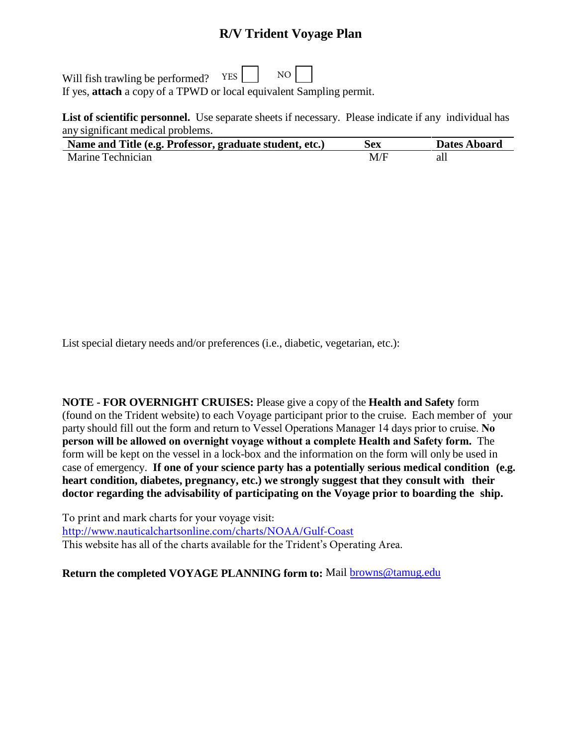# R/V Trident Voyage Plan

Will fish trawling be performed? YES ☐ NO ☐

If yes, **attach** a copy of a TPWD or local equivalent Sampling permit.

**List of scientific personnel.** Use separate sheets if necessary. Please indicate if any individual has any significant medical problems.

| Name and Title (e.g. Professor, graduate student, etc.) | Sex | Dates Aboard |
|---|---|---|
| Marine Technician | M/F | all |

List special dietary needs and/or preferences (i.e., diabetic, vegetarian, etc.):

**NOTE - FOR OVERNIGHT CRUISES:** Please give a copy of the **Health and Safety** form (found on the Trident website) to each Voyage participant prior to the cruise. Each member of your party should fill out the form and return to Vessel Operations Manager 14 days prior to cruise. **No person will be allowed on overnight voyage without a complete Health and Safety form.** The form will be kept on the vessel in a lock-box and the information on the form will only be used in case of emergency. **If one of your science party has a potentially serious medical condition (e.g. heart condition, diabetes, pregnancy, etc.) we strongly suggest that they consult with their doctor regarding the advisability of participating on the Voyage prior to boarding the ship.**

To print and mark charts for your voyage visit:
http://www.nauticalchartsonline.com/charts/NOAA/Gulf-Coast
This website has all of the charts available for the Trident's Operating Area.

**Return the completed VOYAGE PLANNING form to:** Mail browns@tamug.edu